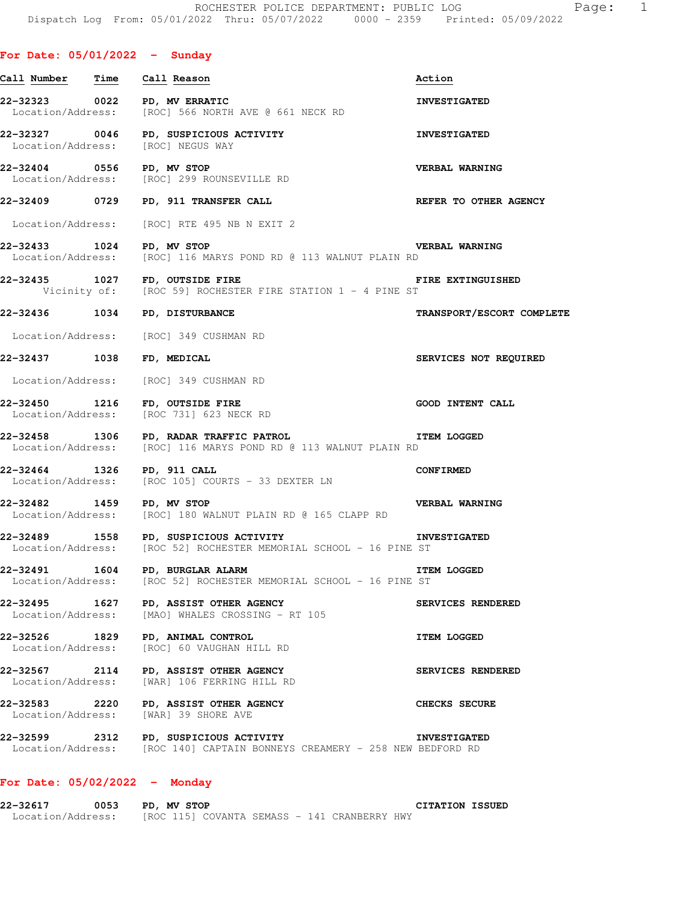ROCHESTER POLICE DEPARTMENT: PUBLIC LOG

Dispatch Log From: 05/01/2022 Thru: 05/07/2022 0000 - 2359 Printed: 05/09/2022

## For Date: 05/01/2022 - Sunday

| Call Number | Time | Call Reason | Action |
|---|---|---|---|
| 22-32323 | 0022 | PD, MV ERRATIC | INVESTIGATED |
| Location/Address: | | [ROC] 566 NORTH AVE @ 661 NECK RD | |
| 22-32327 | 0046 | PD, SUSPICIOUS ACTIVITY | INVESTIGATED |
| Location/Address: | | [ROC] NEGUS WAY | |
| 22-32404 | 0556 | PD, MV STOP | VERBAL WARNING |
| Location/Address: | | [ROC] 299 ROUNSEVILLE RD | |
| 22-32409 | 0729 | PD, 911 TRANSFER CALL | REFER TO OTHER AGENCY |
| Location/Address: | | [ROC] RTE 495 NB N EXIT 2 | |
| 22-32433 | 1024 | PD, MV STOP | VERBAL WARNING |
| Location/Address: | | [ROC] 116 MARYS POND RD @ 113 WALNUT PLAIN RD | |
| 22-32435 | 1027 | FD, OUTSIDE FIRE | FIRE EXTINGUISHED |
| Vicinity of: | | [ROC 59] ROCHESTER FIRE STATION 1 - 4 PINE ST | |
| 22-32436 | 1034 | PD, DISTURBANCE | TRANSPORT/ESCORT COMPLETE |
| Location/Address: | | [ROC] 349 CUSHMAN RD | |
| 22-32437 | 1038 | FD, MEDICAL | SERVICES NOT REQUIRED |
| Location/Address: | | [ROC] 349 CUSHMAN RD | |
| 22-32450 | 1216 | FD, OUTSIDE FIRE | GOOD INTENT CALL |
| Location/Address: | | [ROC 731] 623 NECK RD | |
| 22-32458 | 1306 | PD, RADAR TRAFFIC PATROL | ITEM LOGGED |
| Location/Address: | | [ROC] 116 MARYS POND RD @ 113 WALNUT PLAIN RD | |
| 22-32464 | 1326 | PD, 911 CALL | CONFIRMED |
| Location/Address: | | [ROC 105] COURTS - 33 DEXTER LN | |
| 22-32482 | 1459 | PD, MV STOP | VERBAL WARNING |
| Location/Address: | | [ROC] 180 WALNUT PLAIN RD @ 165 CLAPP RD | |
| 22-32489 | 1558 | PD, SUSPICIOUS ACTIVITY | INVESTIGATED |
| Location/Address: | | [ROC 52] ROCHESTER MEMORIAL SCHOOL - 16 PINE ST | |
| 22-32491 | 1604 | PD, BURGLAR ALARM | ITEM LOGGED |
| Location/Address: | | [ROC 52] ROCHESTER MEMORIAL SCHOOL - 16 PINE ST | |
| 22-32495 | 1627 | PD, ASSIST OTHER AGENCY | SERVICES RENDERED |
| Location/Address: | | [MAO] WHALES CROSSING - RT 105 | |
| 22-32526 | 1829 | PD, ANIMAL CONTROL | ITEM LOGGED |
| Location/Address: | | [ROC] 60 VAUGHAN HILL RD | |
| 22-32567 | 2114 | PD, ASSIST OTHER AGENCY | SERVICES RENDERED |
| Location/Address: | | [WAR] 106 FERRING HILL RD | |
| 22-32583 | 2220 | PD, ASSIST OTHER AGENCY | CHECKS SECURE |
| Location/Address: | | [WAR] 39 SHORE AVE | |
| 22-32599 | 2312 | PD, SUSPICIOUS ACTIVITY | INVESTIGATED |
| Location/Address: | | [ROC 140] CAPTAIN BONNEYS CREAMERY - 258 NEW BEDFORD RD | |

## For Date: 05/02/2022 - Monday

| Call Number | Time | Call Reason | Action |
|---|---|---|---|
| 22-32617 | 0053 | PD, MV STOP | CITATION ISSUED |
| Location/Address: | | [ROC 115] COVANTA SEMASS - 141 CRANBERRY HWY | |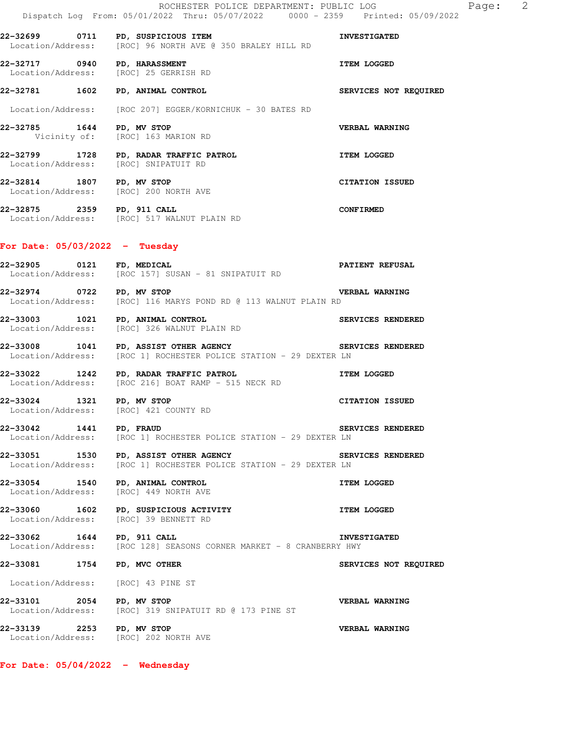22-32699 0711 PD, SUSPICIOUS ITEM INVESTIGATED
Location/Address: [ROC] 96 NORTH AVE @ 350 BRALEY HILL RD

22-32717 0940 PD, HARASSMENT ITEM LOGGED
Location/Address: [ROC] 25 GERRISH RD

22-32781 1602 PD, ANIMAL CONTROL SERVICES NOT REQUIRED
Location/Address: [ROC 207] EGGER/KORNICHUK - 30 BATES RD

22-32785 1644 PD, MV STOP VERBAL WARNING
Vicinity of: [ROC] 163 MARION RD

22-32799 1728 PD, RADAR TRAFFIC PATROL ITEM LOGGED
Location/Address: [ROC] SNIPATUIT RD

22-32814 1807 PD, MV STOP CITATION ISSUED
Location/Address: [ROC] 200 NORTH AVE

22-32875 2359 PD, 911 CALL CONFIRMED
Location/Address: [ROC] 517 WALNUT PLAIN RD

**For Date: 05/03/2022 - Tuesday**

22-32905 0121 FD, MEDICAL PATIENT REFUSAL
Location/Address: [ROC 157] SUSAN - 81 SNIPATUIT RD

22-32974 0722 PD, MV STOP VERBAL WARNING
Location/Address: [ROC] 116 MARYS POND RD @ 113 WALNUT PLAIN RD

22-33003 1021 PD, ANIMAL CONTROL SERVICES RENDERED
Location/Address: [ROC] 326 WALNUT PLAIN RD

22-33008 1041 PD, ASSIST OTHER AGENCY SERVICES RENDERED
Location/Address: [ROC 1] ROCHESTER POLICE STATION - 29 DEXTER LN

22-33022 1242 PD, RADAR TRAFFIC PATROL ITEM LOGGED
Location/Address: [ROC 216] BOAT RAMP - 515 NECK RD

22-33024 1321 PD, MV STOP CITATION ISSUED
Location/Address: [ROC] 421 COUNTY RD

22-33042 1441 PD, FRAUD SERVICES RENDERED
Location/Address: [ROC 1] ROCHESTER POLICE STATION - 29 DEXTER LN

22-33051 1530 PD, ASSIST OTHER AGENCY SERVICES RENDERED
Location/Address: [ROC 1] ROCHESTER POLICE STATION - 29 DEXTER LN

22-33054 1540 PD, ANIMAL CONTROL ITEM LOGGED
Location/Address: [ROC] 449 NORTH AVE

22-33060 1602 PD, SUSPICIOUS ACTIVITY ITEM LOGGED
Location/Address: [ROC] 39 BENNETT RD

22-33062 1644 PD, 911 CALL INVESTIGATED
Location/Address: [ROC 128] SEASONS CORNER MARKET - 8 CRANBERRY HWY

22-33081 1754 PD, MVC OTHER SERVICES NOT REQUIRED
Location/Address: [ROC] 43 PINE ST

22-33101 2054 PD, MV STOP VERBAL WARNING
Location/Address: [ROC] 319 SNIPATUIT RD @ 173 PINE ST

22-33139 2253 PD, MV STOP VERBAL WARNING
Location/Address: [ROC] 202 NORTH AVE

**For Date: 05/04/2022 - Wednesday**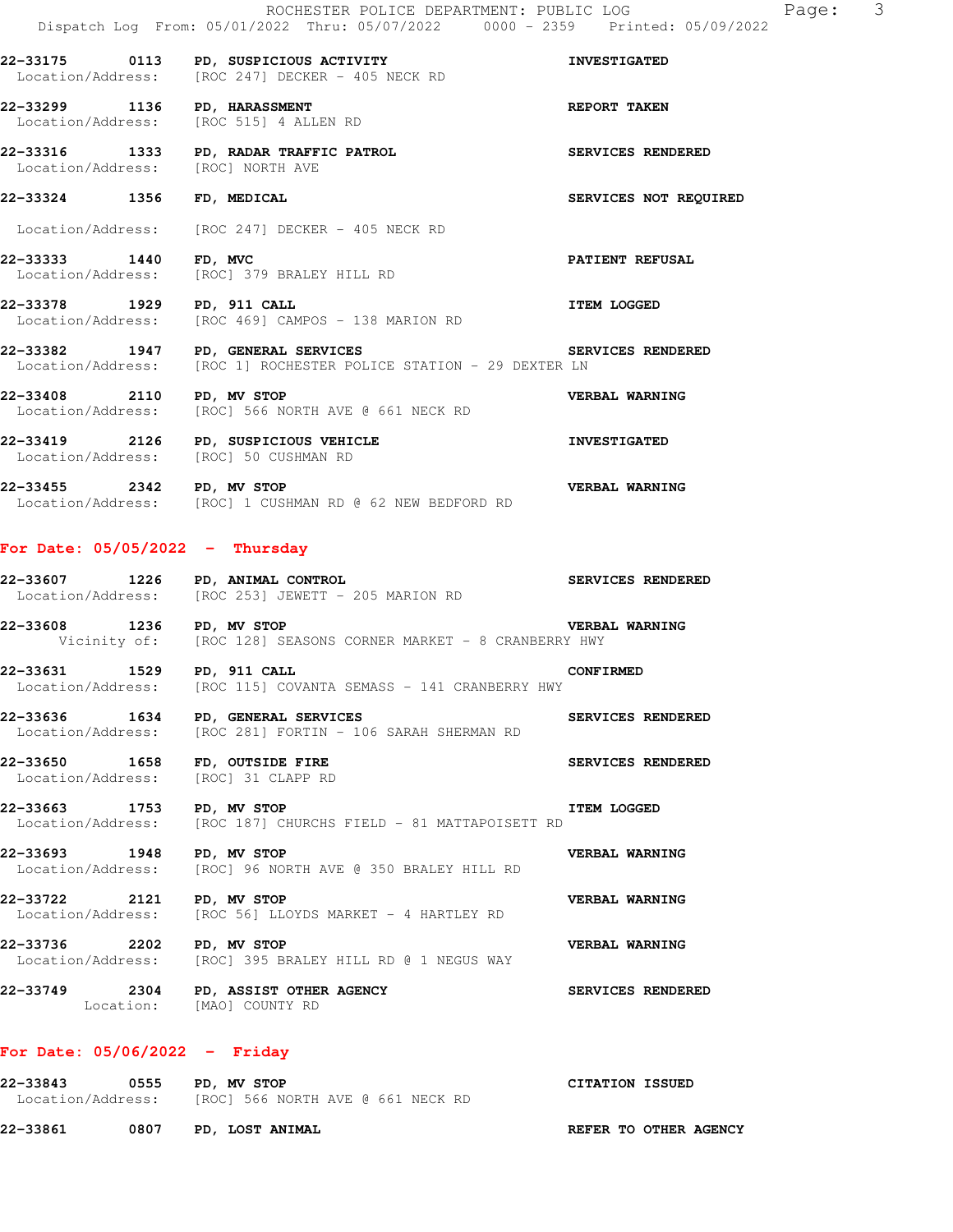22-33175 0113 PD, SUSPICIOUS ACTIVITY INVESTIGATED
Location/Address: [ROC 247] DECKER - 405 NECK RD

22-33299 1136 PD, HARASSMENT REPORT TAKEN
Location/Address: [ROC 515] 4 ALLEN RD

22-33316 1333 PD, RADAR TRAFFIC PATROL SERVICES RENDERED
Location/Address: [ROC] NORTH AVE

22-33324 1356 FD, MEDICAL SERVICES NOT REQUIRED
Location/Address: [ROC 247] DECKER - 405 NECK RD

22-33333 1440 FD, MVC PATIENT REFUSAL
Location/Address: [ROC] 379 BRALEY HILL RD

22-33378 1929 PD, 911 CALL ITEM LOGGED
Location/Address: [ROC 469] CAMPOS - 138 MARION RD

22-33382 1947 PD, GENERAL SERVICES SERVICES RENDERED
Location/Address: [ROC 1] ROCHESTER POLICE STATION - 29 DEXTER LN

22-33408 2110 PD, MV STOP VERBAL WARNING
Location/Address: [ROC] 566 NORTH AVE @ 661 NECK RD

22-33419 2126 PD, SUSPICIOUS VEHICLE INVESTIGATED
Location/Address: [ROC] 50 CUSHMAN RD

22-33455 2342 PD, MV STOP VERBAL WARNING
Location/Address: [ROC] 1 CUSHMAN RD @ 62 NEW BEDFORD RD

## For Date: 05/05/2022 - Thursday

22-33607 1226 PD, ANIMAL CONTROL SERVICES RENDERED
Location/Address: [ROC 253] JEWETT - 205 MARION RD

22-33608 1236 PD, MV STOP VERBAL WARNING
Vicinity of: [ROC 128] SEASONS CORNER MARKET - 8 CRANBERRY HWY

22-33631 1529 PD, 911 CALL CONFIRMED
Location/Address: [ROC 115] COVANTA SEMASS - 141 CRANBERRY HWY

22-33636 1634 PD, GENERAL SERVICES SERVICES RENDERED
Location/Address: [ROC 281] FORTIN - 106 SARAH SHERMAN RD

22-33650 1658 FD, OUTSIDE FIRE SERVICES RENDERED
Location/Address: [ROC] 31 CLAPP RD

22-33663 1753 PD, MV STOP ITEM LOGGED
Location/Address: [ROC 187] CHURCHS FIELD - 81 MATTAPOISETT RD

22-33693 1948 PD, MV STOP VERBAL WARNING
Location/Address: [ROC] 96 NORTH AVE @ 350 BRALEY HILL RD

22-33722 2121 PD, MV STOP VERBAL WARNING
Location/Address: [ROC 56] LLOYDS MARKET - 4 HARTLEY RD

22-33736 2202 PD, MV STOP VERBAL WARNING
Location/Address: [ROC] 395 BRALEY HILL RD @ 1 NEGUS WAY

22-33749 2304 PD, ASSIST OTHER AGENCY SERVICES RENDERED
Location: [MAO] COUNTY RD

## For Date: 05/06/2022 - Friday

22-33843 0555 PD, MV STOP CITATION ISSUED
Location/Address: [ROC] 566 NORTH AVE @ 661 NECK RD

22-33861 0807 PD, LOST ANIMAL REFER TO OTHER AGENCY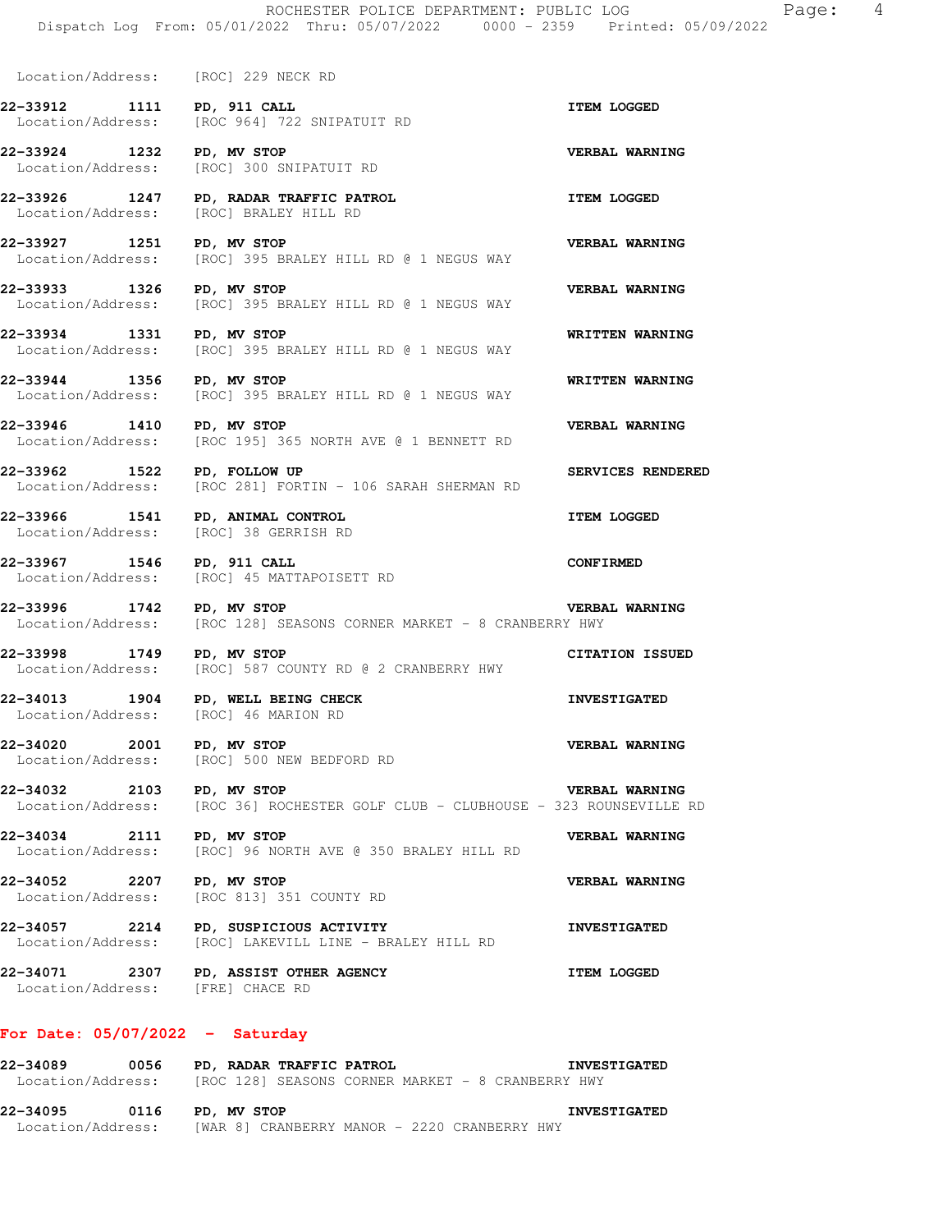Location/Address: [ROC] 229 NECK RD

**22-33912 1111 PD, 911 CALL** **ITEM LOGGED**
Location/Address: [ROC 964] 722 SNIPATUIT RD

**22-33924 1232 PD, MV STOP** **VERBAL WARNING**
Location/Address: [ROC] 300 SNIPATUIT RD

**22-33926 1247 PD, RADAR TRAFFIC PATROL** **ITEM LOGGED**
Location/Address: [ROC] BRALEY HILL RD

**22-33927 1251 PD, MV STOP** **VERBAL WARNING**
Location/Address: [ROC] 395 BRALEY HILL RD @ 1 NEGUS WAY

**22-33933 1326 PD, MV STOP** **VERBAL WARNING**
Location/Address: [ROC] 395 BRALEY HILL RD @ 1 NEGUS WAY

**22-33934 1331 PD, MV STOP** **WRITTEN WARNING**
Location/Address: [ROC] 395 BRALEY HILL RD @ 1 NEGUS WAY

**22-33944 1356 PD, MV STOP** **WRITTEN WARNING**
Location/Address: [ROC] 395 BRALEY HILL RD @ 1 NEGUS WAY

**22-33946 1410 PD, MV STOP** **VERBAL WARNING**
Location/Address: [ROC 195] 365 NORTH AVE @ 1 BENNETT RD

**22-33962 1522 PD, FOLLOW UP** **SERVICES RENDERED**
Location/Address: [ROC 281] FORTIN - 106 SARAH SHERMAN RD

**22-33966 1541 PD, ANIMAL CONTROL** **ITEM LOGGED**
Location/Address: [ROC] 38 GERRISH RD

**22-33967 1546 PD, 911 CALL** **CONFIRMED**
Location/Address: [ROC] 45 MATTAPOISETT RD

**22-33996 1742 PD, MV STOP** **VERBAL WARNING**
Location/Address: [ROC 128] SEASONS CORNER MARKET - 8 CRANBERRY HWY

**22-33998 1749 PD, MV STOP** **CITATION ISSUED**
Location/Address: [ROC] 587 COUNTY RD @ 2 CRANBERRY HWY

**22-34013 1904 PD, WELL BEING CHECK** **INVESTIGATED**
Location/Address: [ROC] 46 MARION RD

**22-34020 2001 PD, MV STOP** **VERBAL WARNING**
Location/Address: [ROC] 500 NEW BEDFORD RD

**22-34032 2103 PD, MV STOP** **VERBAL WARNING**
Location/Address: [ROC 36] ROCHESTER GOLF CLUB - CLUBHOUSE - 323 ROUNSEVILLE RD

**22-34034 2111 PD, MV STOP** **VERBAL WARNING**
Location/Address: [ROC] 96 NORTH AVE @ 350 BRALEY HILL RD

**22-34052 2207 PD, MV STOP** **VERBAL WARNING**
Location/Address: [ROC 813] 351 COUNTY RD

**22-34057 2214 PD, SUSPICIOUS ACTIVITY** **INVESTIGATED**
Location/Address: [ROC] LAKEVILL LINE - BRALEY HILL RD

**22-34071 2307 PD, ASSIST OTHER AGENCY** **ITEM LOGGED**
Location/Address: [FRE] CHACE RD

## For Date: 05/07/2022 - Saturday

**22-34089 0056 PD, RADAR TRAFFIC PATROL** **INVESTIGATED**
Location/Address: [ROC 128] SEASONS CORNER MARKET - 8 CRANBERRY HWY

**22-34095 0116 PD, MV STOP** **INVESTIGATED**
Location/Address: [WAR 8] CRANBERRY MANOR - 2220 CRANBERRY HWY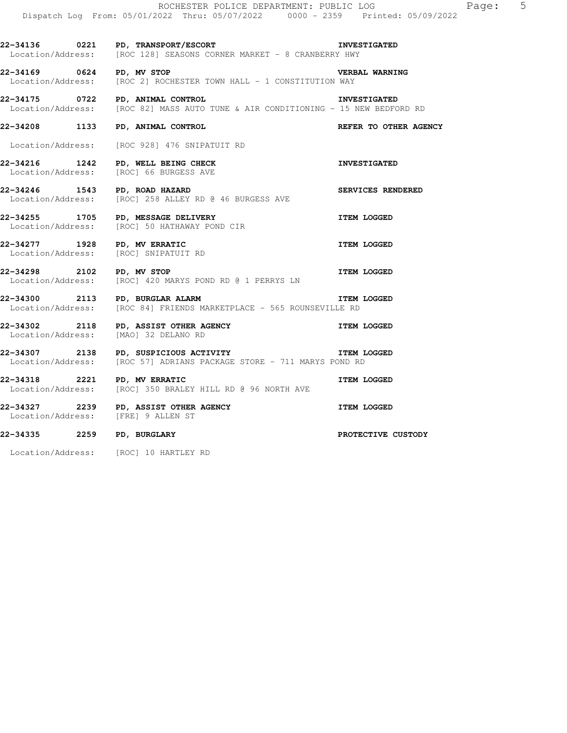**22-34136 0221 PD, TRANSPORT/ESCORT** **INVESTIGATED**
Location/Address: [ROC 128] SEASONS CORNER MARKET - 8 CRANBERRY HWY

**22-34169 0624 PD, MV STOP** **VERBAL WARNING**
Location/Address: [ROC 2] ROCHESTER TOWN HALL - 1 CONSTITUTION WAY

**22-34175 0722 PD, ANIMAL CONTROL** **INVESTIGATED**
Location/Address: [ROC 82] MASS AUTO TUNE & AIR CONDITIONING - 15 NEW BEDFORD RD

**22-34208 1133 PD, ANIMAL CONTROL** **REFER TO OTHER AGENCY**
Location/Address: [ROC 928] 476 SNIPATUIT RD

**22-34216 1242 PD, WELL BEING CHECK** **INVESTIGATED**
Location/Address: [ROC] 66 BURGESS AVE

**22-34246 1543 PD, ROAD HAZARD** **SERVICES RENDERED**
Location/Address: [ROC] 258 ALLEY RD @ 46 BURGESS AVE

**22-34255 1705 PD, MESSAGE DELIVERY** **ITEM LOGGED**
Location/Address: [ROC] 50 HATHAWAY POND CIR

**22-34277 1928 PD, MV ERRATIC** **ITEM LOGGED**
Location/Address: [ROC] SNIPATUIT RD

**22-34298 2102 PD, MV STOP** **ITEM LOGGED**
Location/Address: [ROC] 420 MARYS POND RD @ 1 PERRYS LN

**22-34300 2113 PD, BURGLAR ALARM** **ITEM LOGGED**
Location/Address: [ROC 84] FRIENDS MARKETPLACE - 565 ROUNSEVILLE RD

**22-34302 2118 PD, ASSIST OTHER AGENCY** **ITEM LOGGED**
Location/Address: [MAO] 32 DELANO RD

**22-34307 2138 PD, SUSPICIOUS ACTIVITY** **ITEM LOGGED**
Location/Address: [ROC 57] ADRIANS PACKAGE STORE - 711 MARYS POND RD

**22-34318 2221 PD, MV ERRATIC** **ITEM LOGGED**
Location/Address: [ROC] 350 BRALEY HILL RD @ 96 NORTH AVE

**22-34327 2239 PD, ASSIST OTHER AGENCY** **ITEM LOGGED**
Location/Address: [FRE] 9 ALLEN ST

**22-34335 2259 PD, BURGLARY** **PROTECTIVE CUSTODY**
Location/Address: [ROC] 10 HARTLEY RD